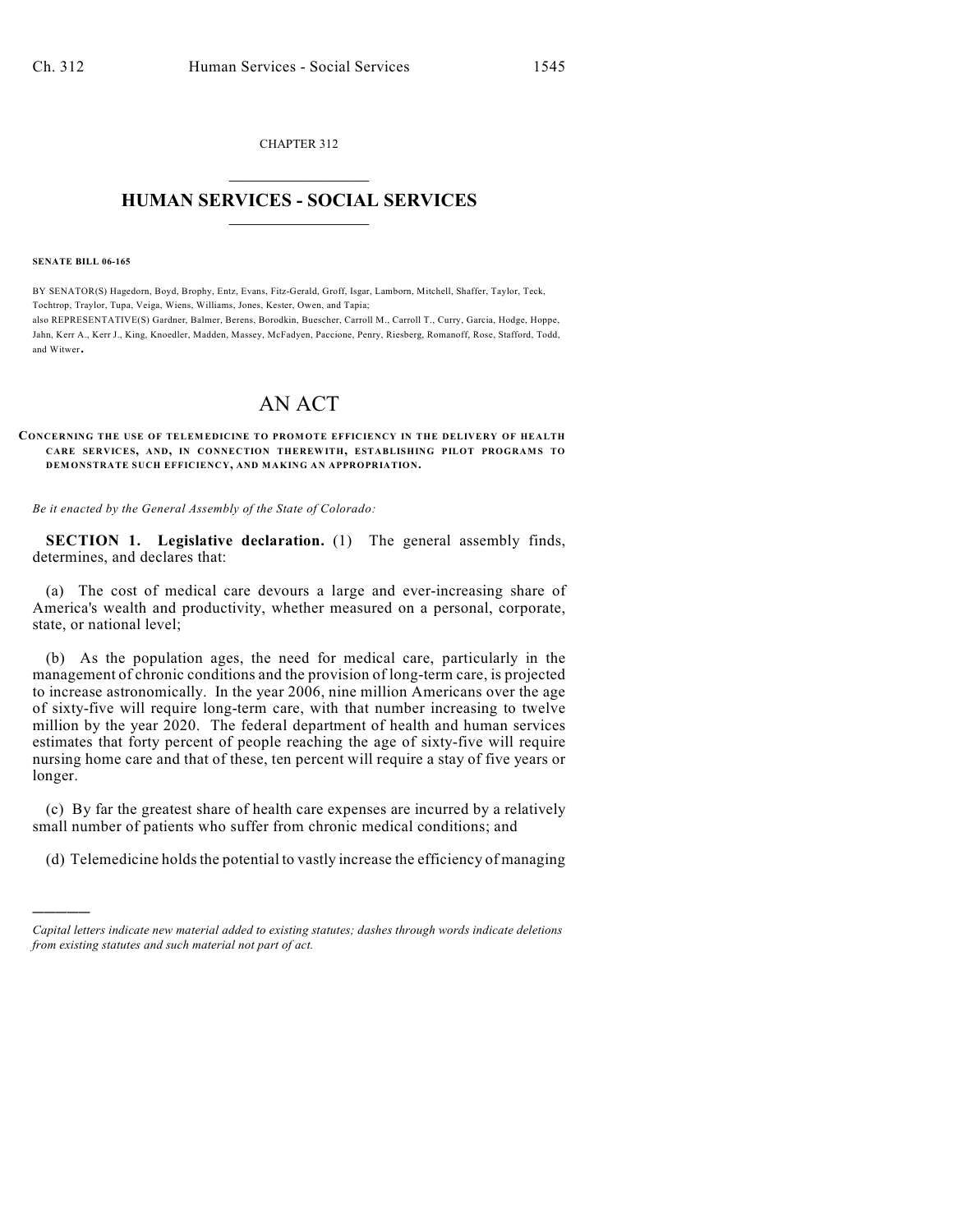CHAPTER 312

# HUMAN SERVICES - SOCIAL SERVICES

**SENATE BILL 06-165**

BY SENATOR(S) Hagedorn, Boyd, Brophy, Entz, Evans, Fitz-Gerald, Groff, Isgar, Lamborn, Mitchell, Shaffer, Taylor, Teck, Tochtrop, Traylor, Tupa, Veiga, Wiens, Williams, Jones, Kester, Owen, and Tapia;
also REPRESENTATIVE(S) Gardner, Balmer, Berens, Borodkin, Buescher, Carroll M., Carroll T., Curry, Garcia, Hodge, Hoppe, Jahn, Kerr A., Kerr J., King, Knoedler, Madden, Massey, McFadyen, Paccione, Penry, Riesberg, Romanoff, Rose, Stafford, Todd, and Witwer.

# AN ACT

**CONCERNING THE USE OF TELEMEDICINE TO PROMOTE EFFICIENCY IN THE DELIVERY OF HEALTH CARE SERVICES, AND, IN CONNECTION THEREWITH, ESTABLISHING PILOT PROGRAMS TO DEMONSTRATE SUCH EFFICIENCY, AND MAKING AN APPROPRIATION.**

*Be it enacted by the General Assembly of the State of Colorado:*

**SECTION 1. Legislative declaration.** (1) The general assembly finds, determines, and declares that:

(a) The cost of medical care devours a large and ever-increasing share of America's wealth and productivity, whether measured on a personal, corporate, state, or national level;

(b) As the population ages, the need for medical care, particularly in the management of chronic conditions and the provision of long-term care, is projected to increase astronomically. In the year 2006, nine million Americans over the age of sixty-five will require long-term care, with that number increasing to twelve million by the year 2020. The federal department of health and human services estimates that forty percent of people reaching the age of sixty-five will require nursing home care and that of these, ten percent will require a stay of five years or longer.

(c) By far the greatest share of health care expenses are incurred by a relatively small number of patients who suffer from chronic medical conditions; and

(d) Telemedicine holds the potential to vastly increase the efficiency of managing

---

*Capital letters indicate new material added to existing statutes; dashes through words indicate deletions from existing statutes and such material not part of act.*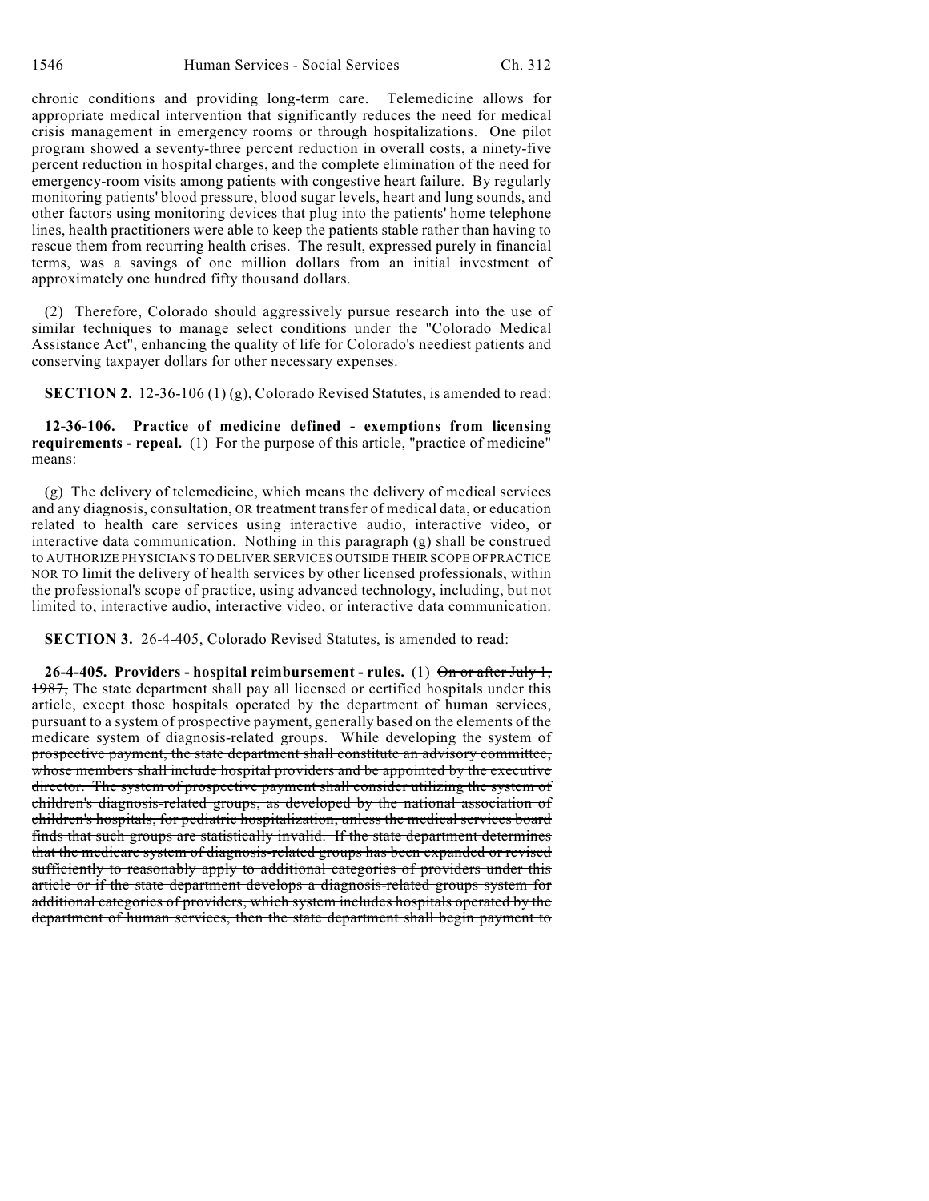chronic conditions and providing long-term care. Telemedicine allows for appropriate medical intervention that significantly reduces the need for medical crisis management in emergency rooms or through hospitalizations. One pilot program showed a seventy-three percent reduction in overall costs, a ninety-five percent reduction in hospital charges, and the complete elimination of the need for emergency-room visits among patients with congestive heart failure. By regularly monitoring patients' blood pressure, blood sugar levels, heart and lung sounds, and other factors using monitoring devices that plug into the patients' home telephone lines, health practitioners were able to keep the patients stable rather than having to rescue them from recurring health crises. The result, expressed purely in financial terms, was a savings of one million dollars from an initial investment of approximately one hundred fifty thousand dollars.

(2) Therefore, Colorado should aggressively pursue research into the use of similar techniques to manage select conditions under the "Colorado Medical Assistance Act", enhancing the quality of life for Colorado's neediest patients and conserving taxpayer dollars for other necessary expenses.

**SECTION 2.** 12-36-106 (1) (g), Colorado Revised Statutes, is amended to read:

**12-36-106. Practice of medicine defined - exemptions from licensing requirements - repeal.** (1) For the purpose of this article, "practice of medicine" means:

(g) The delivery of telemedicine, which means the delivery of medical services and any diagnosis, consultation, OR treatment ~~transfer of medical data, or education related to health care services~~ using interactive audio, interactive video, or interactive data communication. Nothing in this paragraph (g) shall be construed to AUTHORIZE PHYSICIANS TO DELIVER SERVICES OUTSIDE THEIR SCOPE OF PRACTICE NOR TO limit the delivery of health services by other licensed professionals, within the professional's scope of practice, using advanced technology, including, but not limited to, interactive audio, interactive video, or interactive data communication.

**SECTION 3.** 26-4-405, Colorado Revised Statutes, is amended to read:

**26-4-405. Providers - hospital reimbursement - rules.** (1) ~~On or after July 1, 1987,~~ The state department shall pay all licensed or certified hospitals under this article, except those hospitals operated by the department of human services, pursuant to a system of prospective payment, generally based on the elements of the medicare system of diagnosis-related groups. ~~While developing the system of prospective payment, the state department shall constitute an advisory committee, whose members shall include hospital providers and be appointed by the executive director. The system of prospective payment shall consider utilizing the system of children's diagnosis-related groups, as developed by the national association of children's hospitals, for pediatric hospitalization, unless the medical services board finds that such groups are statistically invalid. If the state department determines that the medicare system of diagnosis-related groups has been expanded or revised sufficiently to reasonably apply to additional categories of providers under this article or if the state department develops a diagnosis-related groups system for additional categories of providers, which system includes hospitals operated by the department of human services, then the state department shall begin payment to~~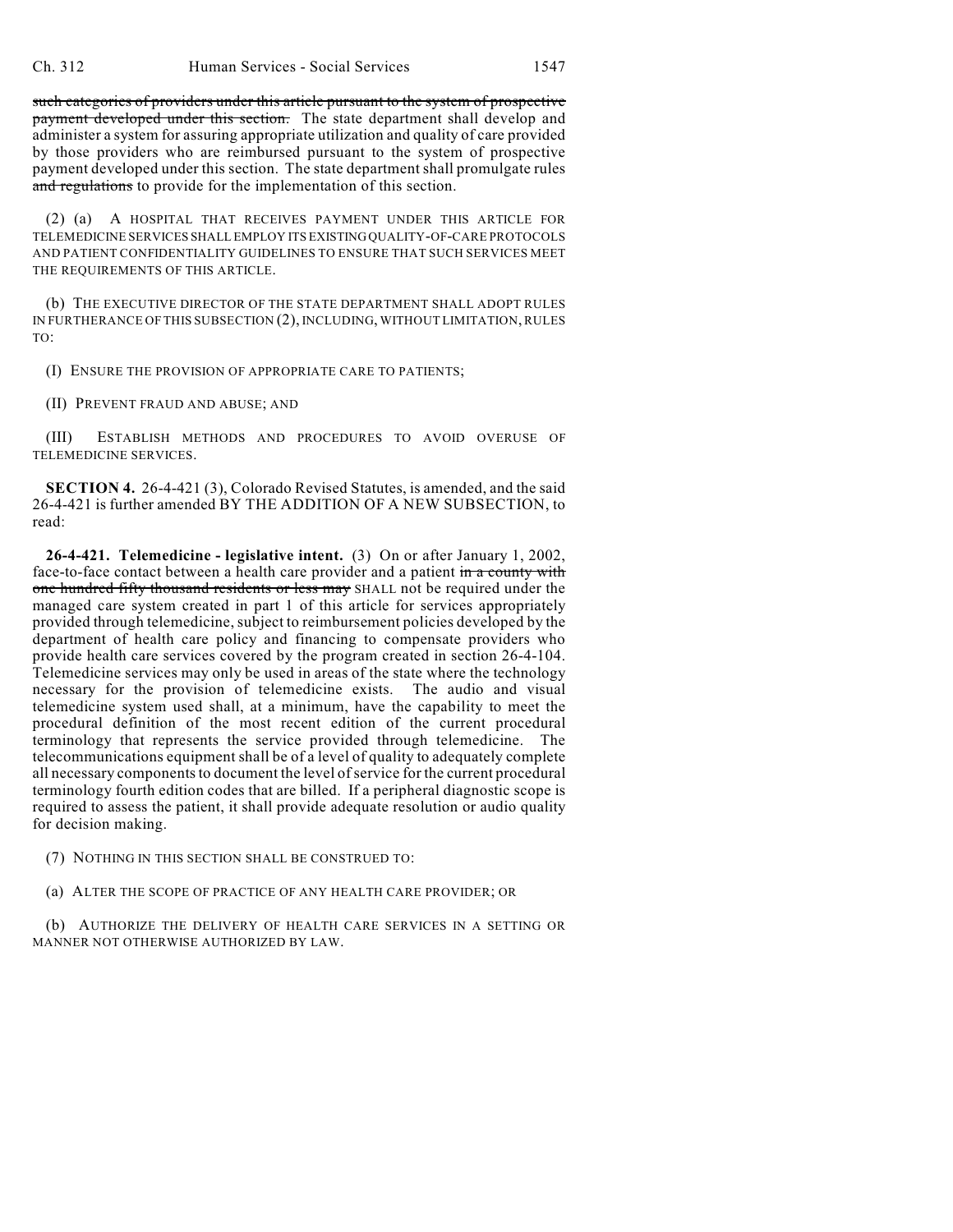~~such categories of providers under this article pursuant to the system of prospective payment developed under this section.~~ The state department shall develop and administer a system for assuring appropriate utilization and quality of care provided by those providers who are reimbursed pursuant to the system of prospective payment developed under this section. The state department shall promulgate rules ~~and regulations~~ to provide for the implementation of this section.

(2) (a) A HOSPITAL THAT RECEIVES PAYMENT UNDER THIS ARTICLE FOR TELEMEDICINE SERVICES SHALL EMPLOY ITS EXISTING QUALITY-OF-CARE PROTOCOLS AND PATIENT CONFIDENTIALITY GUIDELINES TO ENSURE THAT SUCH SERVICES MEET THE REQUIREMENTS OF THIS ARTICLE.

(b) THE EXECUTIVE DIRECTOR OF THE STATE DEPARTMENT SHALL ADOPT RULES IN FURTHERANCE OF THIS SUBSECTION (2), INCLUDING, WITHOUT LIMITATION, RULES TO:

(I) ENSURE THE PROVISION OF APPROPRIATE CARE TO PATIENTS;

(II) PREVENT FRAUD AND ABUSE; AND

(III) ESTABLISH METHODS AND PROCEDURES TO AVOID OVERUSE OF TELEMEDICINE SERVICES.

**SECTION 4.** 26-4-421 (3), Colorado Revised Statutes, is amended, and the said 26-4-421 is further amended BY THE ADDITION OF A NEW SUBSECTION, to read:

**26-4-421. Telemedicine - legislative intent.** (3) On or after January 1, 2002, face-to-face contact between a health care provider and a patient ~~in a county with one hundred fifty thousand residents or less may~~ SHALL not be required under the managed care system created in part 1 of this article for services appropriately provided through telemedicine, subject to reimbursement policies developed by the department of health care policy and financing to compensate providers who provide health care services covered by the program created in section 26-4-104. Telemedicine services may only be used in areas of the state where the technology necessary for the provision of telemedicine exists. The audio and visual telemedicine system used shall, at a minimum, have the capability to meet the procedural definition of the most recent edition of the current procedural terminology that represents the service provided through telemedicine. The telecommunications equipment shall be of a level of quality to adequately complete all necessary components to document the level of service for the current procedural terminology fourth edition codes that are billed. If a peripheral diagnostic scope is required to assess the patient, it shall provide adequate resolution or audio quality for decision making.

(7) NOTHING IN THIS SECTION SHALL BE CONSTRUED TO:

(a) ALTER THE SCOPE OF PRACTICE OF ANY HEALTH CARE PROVIDER; OR

(b) AUTHORIZE THE DELIVERY OF HEALTH CARE SERVICES IN A SETTING OR MANNER NOT OTHERWISE AUTHORIZED BY LAW.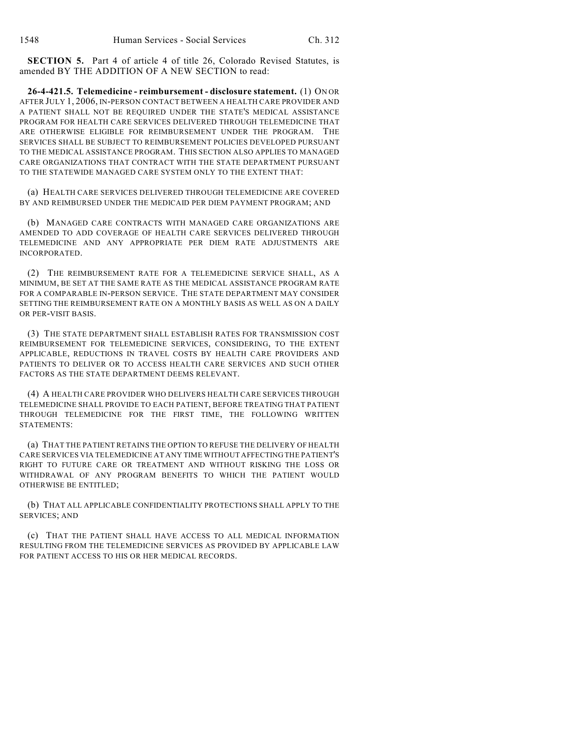**SECTION 5.** Part 4 of article 4 of title 26, Colorado Revised Statutes, is amended BY THE ADDITION OF A NEW SECTION to read:

**26-4-421.5. Telemedicine - reimbursement - disclosure statement.** (1) ON OR AFTER JULY 1, 2006, IN-PERSON CONTACT BETWEEN A HEALTH CARE PROVIDER AND A PATIENT SHALL NOT BE REQUIRED UNDER THE STATE'S MEDICAL ASSISTANCE PROGRAM FOR HEALTH CARE SERVICES DELIVERED THROUGH TELEMEDICINE THAT ARE OTHERWISE ELIGIBLE FOR REIMBURSEMENT UNDER THE PROGRAM. THE SERVICES SHALL BE SUBJECT TO REIMBURSEMENT POLICIES DEVELOPED PURSUANT TO THE MEDICAL ASSISTANCE PROGRAM. THIS SECTION ALSO APPLIES TO MANAGED CARE ORGANIZATIONS THAT CONTRACT WITH THE STATE DEPARTMENT PURSUANT TO THE STATEWIDE MANAGED CARE SYSTEM ONLY TO THE EXTENT THAT:

(a) HEALTH CARE SERVICES DELIVERED THROUGH TELEMEDICINE ARE COVERED BY AND REIMBURSED UNDER THE MEDICAID PER DIEM PAYMENT PROGRAM; AND

(b) MANAGED CARE CONTRACTS WITH MANAGED CARE ORGANIZATIONS ARE AMENDED TO ADD COVERAGE OF HEALTH CARE SERVICES DELIVERED THROUGH TELEMEDICINE AND ANY APPROPRIATE PER DIEM RATE ADJUSTMENTS ARE INCORPORATED.

(2) THE REIMBURSEMENT RATE FOR A TELEMEDICINE SERVICE SHALL, AS A MINIMUM, BE SET AT THE SAME RATE AS THE MEDICAL ASSISTANCE PROGRAM RATE FOR A COMPARABLE IN-PERSON SERVICE. THE STATE DEPARTMENT MAY CONSIDER SETTING THE REIMBURSEMENT RATE ON A MONTHLY BASIS AS WELL AS ON A DAILY OR PER-VISIT BASIS.

(3) THE STATE DEPARTMENT SHALL ESTABLISH RATES FOR TRANSMISSION COST REIMBURSEMENT FOR TELEMEDICINE SERVICES, CONSIDERING, TO THE EXTENT APPLICABLE, REDUCTIONS IN TRAVEL COSTS BY HEALTH CARE PROVIDERS AND PATIENTS TO DELIVER OR TO ACCESS HEALTH CARE SERVICES AND SUCH OTHER FACTORS AS THE STATE DEPARTMENT DEEMS RELEVANT.

(4) A HEALTH CARE PROVIDER WHO DELIVERS HEALTH CARE SERVICES THROUGH TELEMEDICINE SHALL PROVIDE TO EACH PATIENT, BEFORE TREATING THAT PATIENT THROUGH TELEMEDICINE FOR THE FIRST TIME, THE FOLLOWING WRITTEN STATEMENTS:

(a) THAT THE PATIENT RETAINS THE OPTION TO REFUSE THE DELIVERY OF HEALTH CARE SERVICES VIA TELEMEDICINE AT ANY TIME WITHOUT AFFECTING THE PATIENT'S RIGHT TO FUTURE CARE OR TREATMENT AND WITHOUT RISKING THE LOSS OR WITHDRAWAL OF ANY PROGRAM BENEFITS TO WHICH THE PATIENT WOULD OTHERWISE BE ENTITLED;

(b) THAT ALL APPLICABLE CONFIDENTIALITY PROTECTIONS SHALL APPLY TO THE SERVICES; AND

(c) THAT THE PATIENT SHALL HAVE ACCESS TO ALL MEDICAL INFORMATION RESULTING FROM THE TELEMEDICINE SERVICES AS PROVIDED BY APPLICABLE LAW FOR PATIENT ACCESS TO HIS OR HER MEDICAL RECORDS.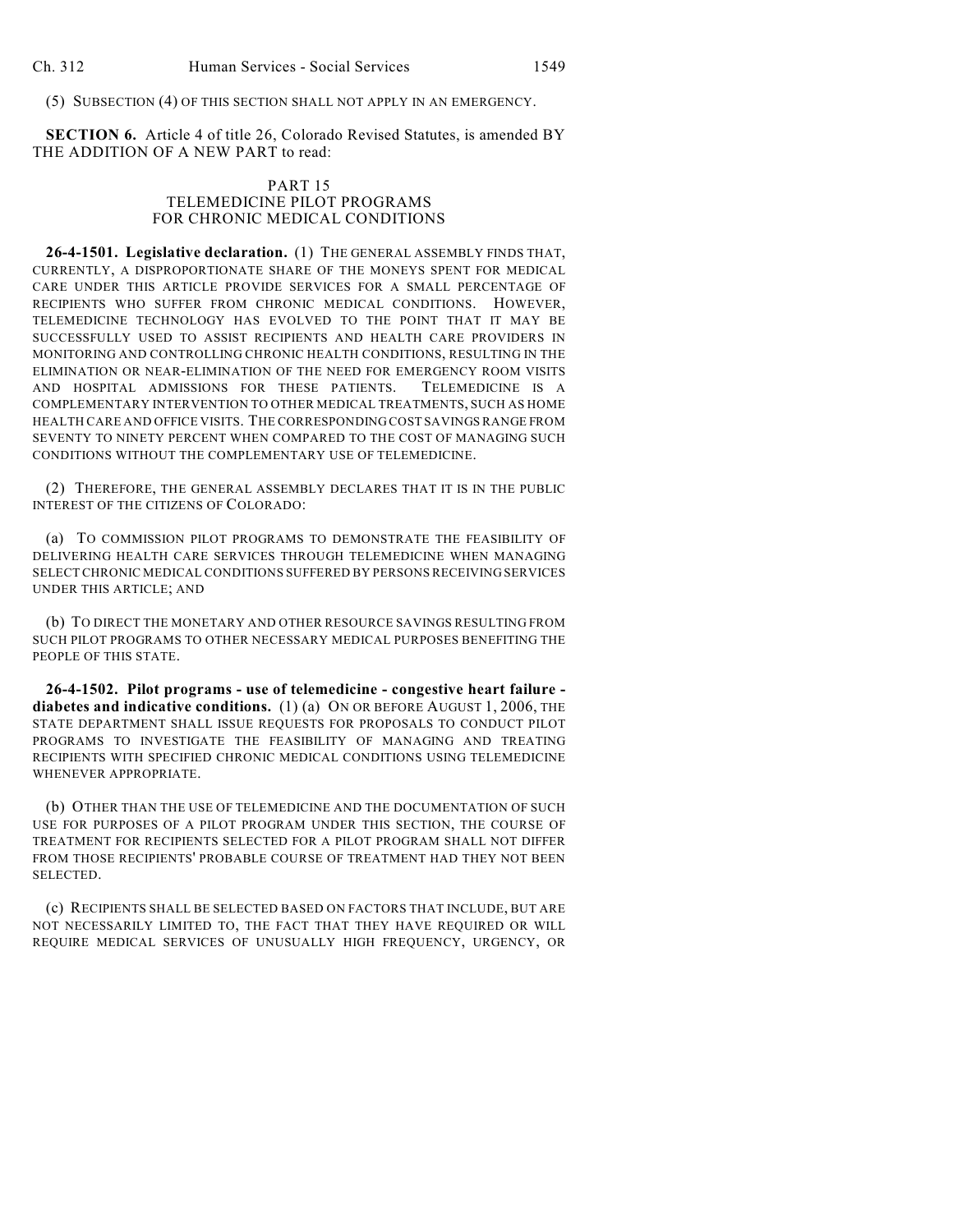(5) SUBSECTION (4) OF THIS SECTION SHALL NOT APPLY IN AN EMERGENCY.

**SECTION 6.** Article 4 of title 26, Colorado Revised Statutes, is amended BY THE ADDITION OF A NEW PART to read:

PART 15
TELEMEDICINE PILOT PROGRAMS
FOR CHRONIC MEDICAL CONDITIONS

**26-4-1501. Legislative declaration.** (1) THE GENERAL ASSEMBLY FINDS THAT, CURRENTLY, A DISPROPORTIONATE SHARE OF THE MONEYS SPENT FOR MEDICAL CARE UNDER THIS ARTICLE PROVIDE SERVICES FOR A SMALL PERCENTAGE OF RECIPIENTS WHO SUFFER FROM CHRONIC MEDICAL CONDITIONS. HOWEVER, TELEMEDICINE TECHNOLOGY HAS EVOLVED TO THE POINT THAT IT MAY BE SUCCESSFULLY USED TO ASSIST RECIPIENTS AND HEALTH CARE PROVIDERS IN MONITORING AND CONTROLLING CHRONIC HEALTH CONDITIONS, RESULTING IN THE ELIMINATION OR NEAR-ELIMINATION OF THE NEED FOR EMERGENCY ROOM VISITS AND HOSPITAL ADMISSIONS FOR THESE PATIENTS. TELEMEDICINE IS A COMPLEMENTARY INTERVENTION TO OTHER MEDICAL TREATMENTS, SUCH AS HOME HEALTH CARE AND OFFICE VISITS. THE CORRESPONDING COST SAVINGS RANGE FROM SEVENTY TO NINETY PERCENT WHEN COMPARED TO THE COST OF MANAGING SUCH CONDITIONS WITHOUT THE COMPLEMENTARY USE OF TELEMEDICINE.

(2) THEREFORE, THE GENERAL ASSEMBLY DECLARES THAT IT IS IN THE PUBLIC INTEREST OF THE CITIZENS OF COLORADO:

(a) TO COMMISSION PILOT PROGRAMS TO DEMONSTRATE THE FEASIBILITY OF DELIVERING HEALTH CARE SERVICES THROUGH TELEMEDICINE WHEN MANAGING SELECT CHRONIC MEDICAL CONDITIONS SUFFERED BY PERSONS RECEIVING SERVICES UNDER THIS ARTICLE; AND

(b) TO DIRECT THE MONETARY AND OTHER RESOURCE SAVINGS RESULTING FROM SUCH PILOT PROGRAMS TO OTHER NECESSARY MEDICAL PURPOSES BENEFITING THE PEOPLE OF THIS STATE.

**26-4-1502. Pilot programs - use of telemedicine - congestive heart failure - diabetes and indicative conditions.** (1) (a) ON OR BEFORE AUGUST 1, 2006, THE STATE DEPARTMENT SHALL ISSUE REQUESTS FOR PROPOSALS TO CONDUCT PILOT PROGRAMS TO INVESTIGATE THE FEASIBILITY OF MANAGING AND TREATING RECIPIENTS WITH SPECIFIED CHRONIC MEDICAL CONDITIONS USING TELEMEDICINE WHENEVER APPROPRIATE.

(b) OTHER THAN THE USE OF TELEMEDICINE AND THE DOCUMENTATION OF SUCH USE FOR PURPOSES OF A PILOT PROGRAM UNDER THIS SECTION, THE COURSE OF TREATMENT FOR RECIPIENTS SELECTED FOR A PILOT PROGRAM SHALL NOT DIFFER FROM THOSE RECIPIENTS' PROBABLE COURSE OF TREATMENT HAD THEY NOT BEEN SELECTED.

(c) RECIPIENTS SHALL BE SELECTED BASED ON FACTORS THAT INCLUDE, BUT ARE NOT NECESSARILY LIMITED TO, THE FACT THAT THEY HAVE REQUIRED OR WILL REQUIRE MEDICAL SERVICES OF UNUSUALLY HIGH FREQUENCY, URGENCY, OR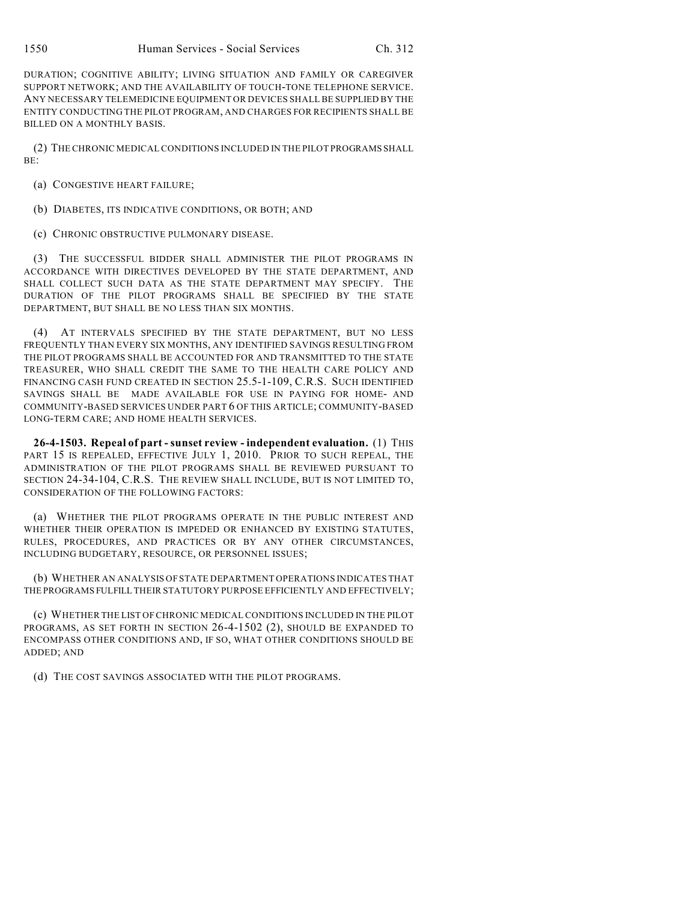DURATION; COGNITIVE ABILITY; LIVING SITUATION AND FAMILY OR CAREGIVER SUPPORT NETWORK; AND THE AVAILABILITY OF TOUCH-TONE TELEPHONE SERVICE. ANY NECESSARY TELEMEDICINE EQUIPMENT OR DEVICES SHALL BE SUPPLIED BY THE ENTITY CONDUCTING THE PILOT PROGRAM, AND CHARGES FOR RECIPIENTS SHALL BE BILLED ON A MONTHLY BASIS.

(2) THE CHRONIC MEDICAL CONDITIONS INCLUDED IN THE PILOT PROGRAMS SHALL BE:

(a) CONGESTIVE HEART FAILURE;

(b) DIABETES, ITS INDICATIVE CONDITIONS, OR BOTH; AND

(c) CHRONIC OBSTRUCTIVE PULMONARY DISEASE.

(3) THE SUCCESSFUL BIDDER SHALL ADMINISTER THE PILOT PROGRAMS IN ACCORDANCE WITH DIRECTIVES DEVELOPED BY THE STATE DEPARTMENT, AND SHALL COLLECT SUCH DATA AS THE STATE DEPARTMENT MAY SPECIFY. THE DURATION OF THE PILOT PROGRAMS SHALL BE SPECIFIED BY THE STATE DEPARTMENT, BUT SHALL BE NO LESS THAN SIX MONTHS.

(4) AT INTERVALS SPECIFIED BY THE STATE DEPARTMENT, BUT NO LESS FREQUENTLY THAN EVERY SIX MONTHS, ANY IDENTIFIED SAVINGS RESULTING FROM THE PILOT PROGRAMS SHALL BE ACCOUNTED FOR AND TRANSMITTED TO THE STATE TREASURER, WHO SHALL CREDIT THE SAME TO THE HEALTH CARE POLICY AND FINANCING CASH FUND CREATED IN SECTION 25.5-1-109, C.R.S. SUCH IDENTIFIED SAVINGS SHALL BE MADE AVAILABLE FOR USE IN PAYING FOR HOME- AND COMMUNITY-BASED SERVICES UNDER PART 6 OF THIS ARTICLE; COMMUNITY-BASED LONG-TERM CARE; AND HOME HEALTH SERVICES.

**26-4-1503. Repeal of part - sunset review - independent evaluation.** (1) THIS PART 15 IS REPEALED, EFFECTIVE JULY 1, 2010. PRIOR TO SUCH REPEAL, THE ADMINISTRATION OF THE PILOT PROGRAMS SHALL BE REVIEWED PURSUANT TO SECTION 24-34-104, C.R.S. THE REVIEW SHALL INCLUDE, BUT IS NOT LIMITED TO, CONSIDERATION OF THE FOLLOWING FACTORS:

(a) WHETHER THE PILOT PROGRAMS OPERATE IN THE PUBLIC INTEREST AND WHETHER THEIR OPERATION IS IMPEDED OR ENHANCED BY EXISTING STATUTES, RULES, PROCEDURES, AND PRACTICES OR BY ANY OTHER CIRCUMSTANCES, INCLUDING BUDGETARY, RESOURCE, OR PERSONNEL ISSUES;

(b) WHETHER AN ANALYSIS OF STATE DEPARTMENT OPERATIONS INDICATES THAT THE PROGRAMS FULFILL THEIR STATUTORY PURPOSE EFFICIENTLY AND EFFECTIVELY;

(c) WHETHER THE LIST OF CHRONIC MEDICAL CONDITIONS INCLUDED IN THE PILOT PROGRAMS, AS SET FORTH IN SECTION 26-4-1502 (2), SHOULD BE EXPANDED TO ENCOMPASS OTHER CONDITIONS AND, IF SO, WHAT OTHER CONDITIONS SHOULD BE ADDED; AND

(d) THE COST SAVINGS ASSOCIATED WITH THE PILOT PROGRAMS.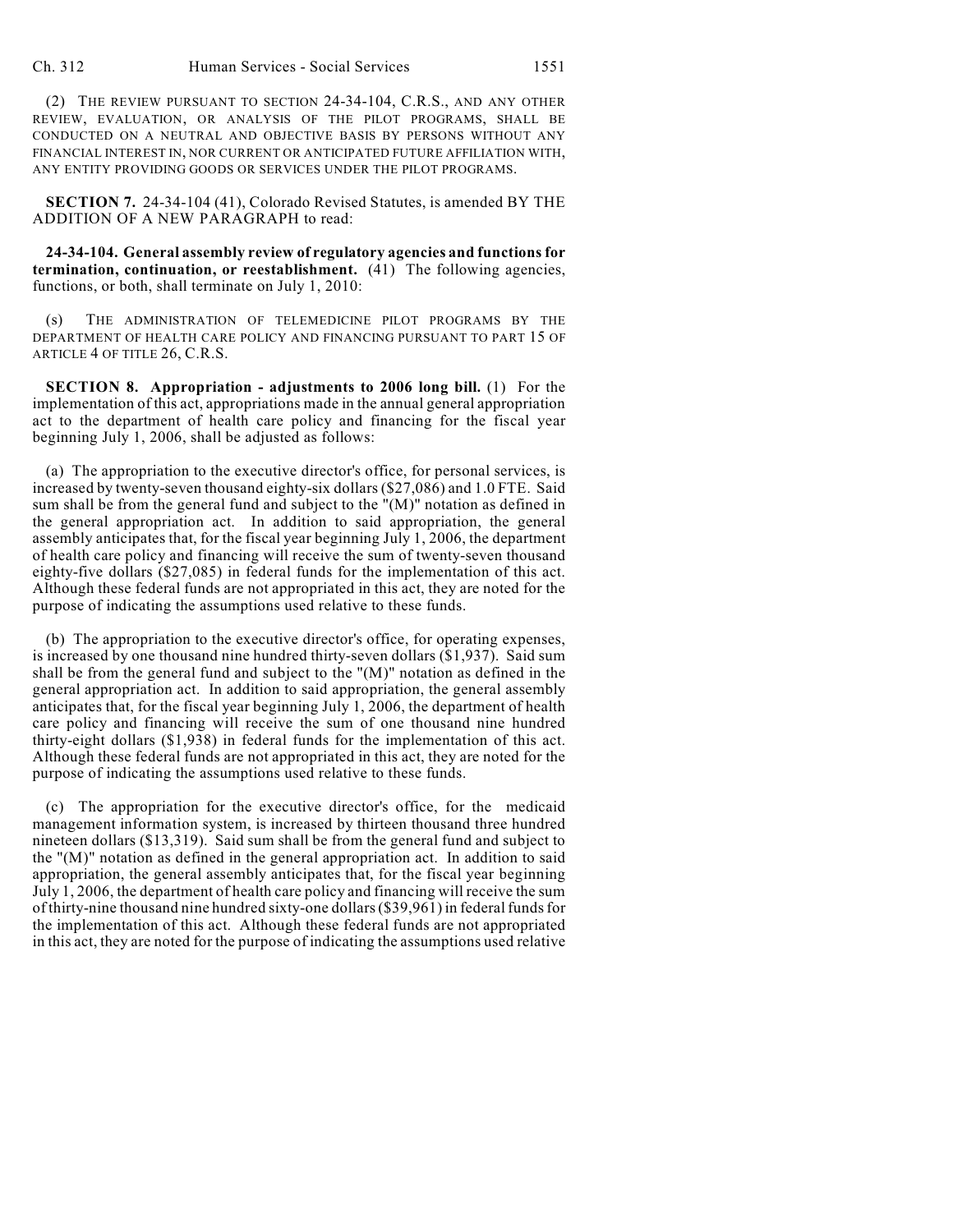(2) THE REVIEW PURSUANT TO SECTION 24-34-104, C.R.S., AND ANY OTHER REVIEW, EVALUATION, OR ANALYSIS OF THE PILOT PROGRAMS, SHALL BE CONDUCTED ON A NEUTRAL AND OBJECTIVE BASIS BY PERSONS WITHOUT ANY FINANCIAL INTEREST IN, NOR CURRENT OR ANTICIPATED FUTURE AFFILIATION WITH, ANY ENTITY PROVIDING GOODS OR SERVICES UNDER THE PILOT PROGRAMS.

**SECTION 7.** 24-34-104 (41), Colorado Revised Statutes, is amended BY THE ADDITION OF A NEW PARAGRAPH to read:

**24-34-104. General assembly review of regulatory agencies and functions for termination, continuation, or reestablishment.** (41) The following agencies, functions, or both, shall terminate on July 1, 2010:

(s) THE ADMINISTRATION OF TELEMEDICINE PILOT PROGRAMS BY THE DEPARTMENT OF HEALTH CARE POLICY AND FINANCING PURSUANT TO PART 15 OF ARTICLE 4 OF TITLE 26, C.R.S.

**SECTION 8. Appropriation - adjustments to 2006 long bill.** (1) For the implementation of this act, appropriations made in the annual general appropriation act to the department of health care policy and financing for the fiscal year beginning July 1, 2006, shall be adjusted as follows:

(a) The appropriation to the executive director's office, for personal services, is increased by twenty-seven thousand eighty-six dollars ($27,086) and 1.0 FTE. Said sum shall be from the general fund and subject to the "(M)" notation as defined in the general appropriation act. In addition to said appropriation, the general assembly anticipates that, for the fiscal year beginning July 1, 2006, the department of health care policy and financing will receive the sum of twenty-seven thousand eighty-five dollars ($27,085) in federal funds for the implementation of this act. Although these federal funds are not appropriated in this act, they are noted for the purpose of indicating the assumptions used relative to these funds.

(b) The appropriation to the executive director's office, for operating expenses, is increased by one thousand nine hundred thirty-seven dollars ($1,937). Said sum shall be from the general fund and subject to the "(M)" notation as defined in the general appropriation act. In addition to said appropriation, the general assembly anticipates that, for the fiscal year beginning July 1, 2006, the department of health care policy and financing will receive the sum of one thousand nine hundred thirty-eight dollars ($1,938) in federal funds for the implementation of this act. Although these federal funds are not appropriated in this act, they are noted for the purpose of indicating the assumptions used relative to these funds.

(c) The appropriation for the executive director's office, for the medicaid management information system, is increased by thirteen thousand three hundred nineteen dollars ($13,319). Said sum shall be from the general fund and subject to the "(M)" notation as defined in the general appropriation act. In addition to said appropriation, the general assembly anticipates that, for the fiscal year beginning July 1, 2006, the department of health care policy and financing will receive the sum of thirty-nine thousand nine hundred sixty-one dollars ($39,961) in federal funds for the implementation of this act. Although these federal funds are not appropriated in this act, they are noted for the purpose of indicating the assumptions used relative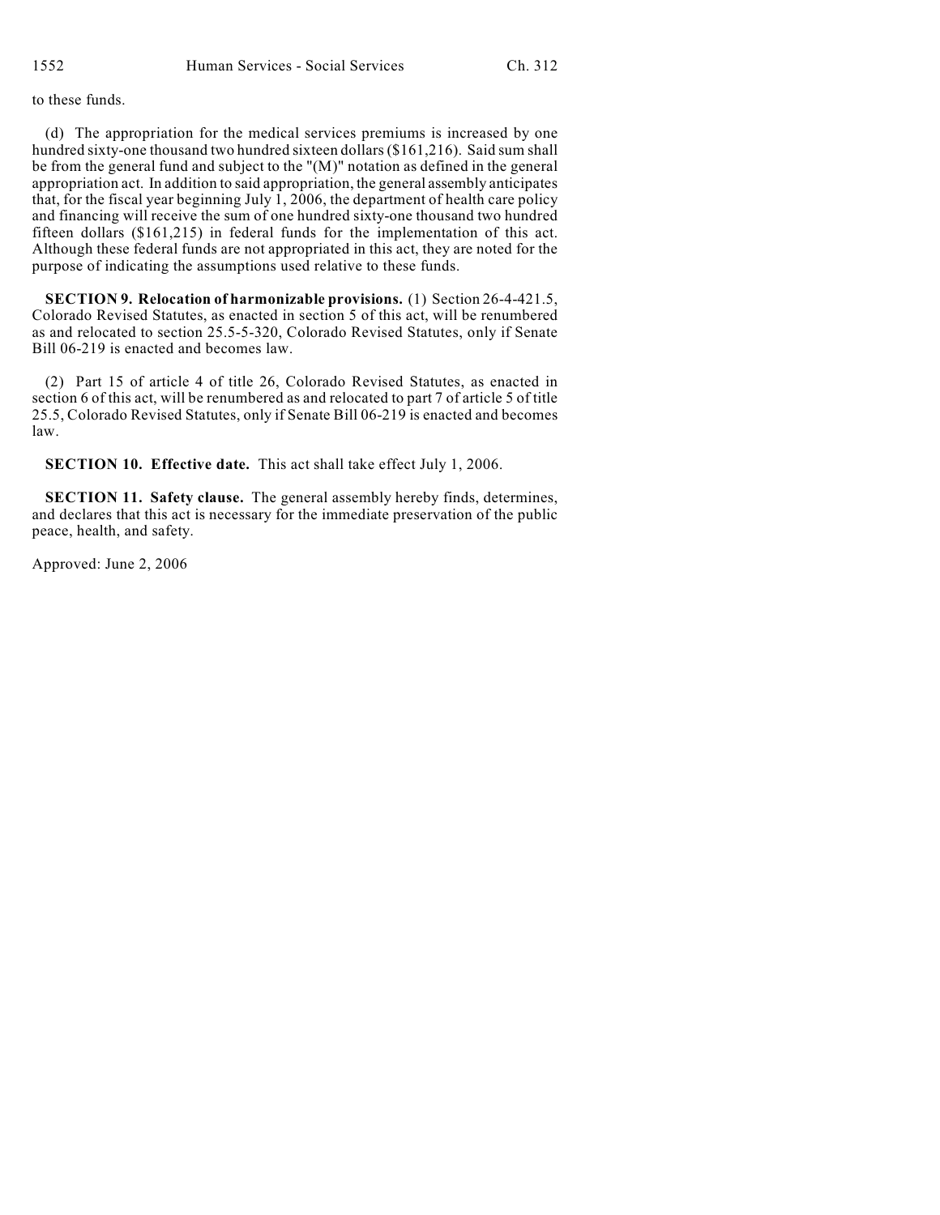to these funds.

(d) The appropriation for the medical services premiums is increased by one hundred sixty-one thousand two hundred sixteen dollars ($161,216). Said sum shall be from the general fund and subject to the "(M)" notation as defined in the general appropriation act. In addition to said appropriation, the general assembly anticipates that, for the fiscal year beginning July 1, 2006, the department of health care policy and financing will receive the sum of one hundred sixty-one thousand two hundred fifteen dollars ($161,215) in federal funds for the implementation of this act. Although these federal funds are not appropriated in this act, they are noted for the purpose of indicating the assumptions used relative to these funds.

**SECTION 9. Relocation of harmonizable provisions.** (1) Section 26-4-421.5, Colorado Revised Statutes, as enacted in section 5 of this act, will be renumbered as and relocated to section 25.5-5-320, Colorado Revised Statutes, only if Senate Bill 06-219 is enacted and becomes law.

(2) Part 15 of article 4 of title 26, Colorado Revised Statutes, as enacted in section 6 of this act, will be renumbered as and relocated to part 7 of article 5 of title 25.5, Colorado Revised Statutes, only if Senate Bill 06-219 is enacted and becomes law.

**SECTION 10. Effective date.** This act shall take effect July 1, 2006.

**SECTION 11. Safety clause.** The general assembly hereby finds, determines, and declares that this act is necessary for the immediate preservation of the public peace, health, and safety.

Approved: June 2, 2006